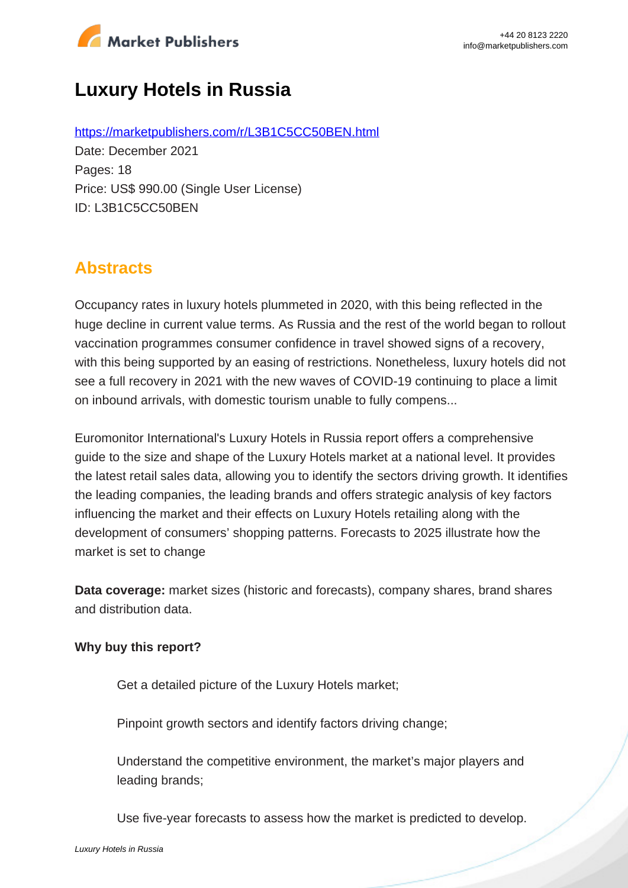# Luxury Hotels in Russia

https://marketpublishers.com/r/L3B1C5CC50BEN.html

Date: December 2021

Pages: 18

Price: US$ 990.00 (Single User License)

ID: L3B1C5CC50BEN

## Abstracts

Occupancy rates in luxury hotels plummeted in 2020, with this being reflected in the huge decline in current value terms. As Russia and the rest of the world began to rollout vaccination programmes consumer confidence in travel showed signs of a recovery, with this being supported by an easing of restrictions. Nonetheless, luxury hotels did not see a full recovery in 2021 with the new waves of COVID-19 continuing to place a limit on inbound arrivals, with domestic tourism unable to fully compens...

Euromonitor International's Luxury Hotels in Russia report offers a comprehensive guide to the size and shape of the Luxury Hotels market at a national level. It provides the latest retail sales data, allowing you to identify the sectors driving growth. It identifies the leading companies, the leading brands and offers strategic analysis of key factors influencing the market and their effects on Luxury Hotels retailing along with the development of consumers' shopping patterns. Forecasts to 2025 illustrate how the market is set to change

**Data coverage:** market sizes (historic and forecasts), company shares, brand shares and distribution data.

**Why buy this report?**

- Get a detailed picture of the Luxury Hotels market;
- Pinpoint growth sectors and identify factors driving change;
- Understand the competitive environment, the market's major players and leading brands;
- Use five-year forecasts to assess how the market is predicted to develop.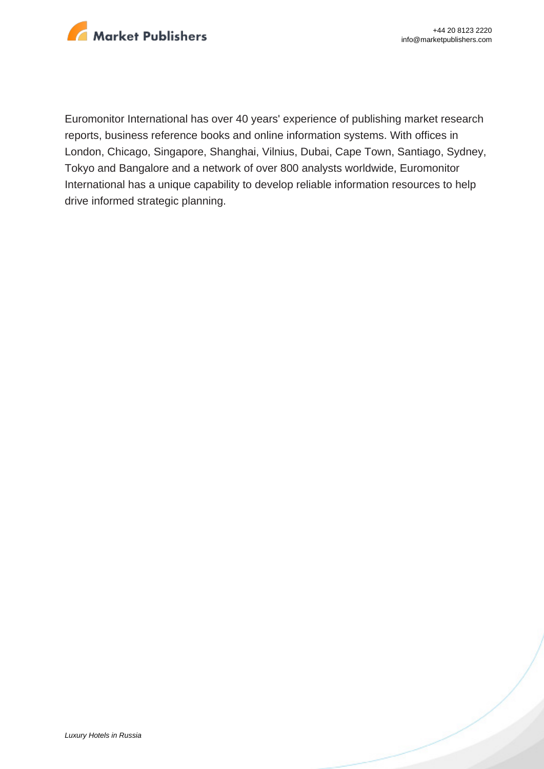Euromonitor International has over 40 years' experience of publishing market research reports, business reference books and online information systems. With offices in London, Chicago, Singapore, Shanghai, Vilnius, Dubai, Cape Town, Santiago, Sydney, Tokyo and Bangalore and a network of over 800 analysts worldwide, Euromonitor International has a unique capability to develop reliable information resources to help drive informed strategic planning.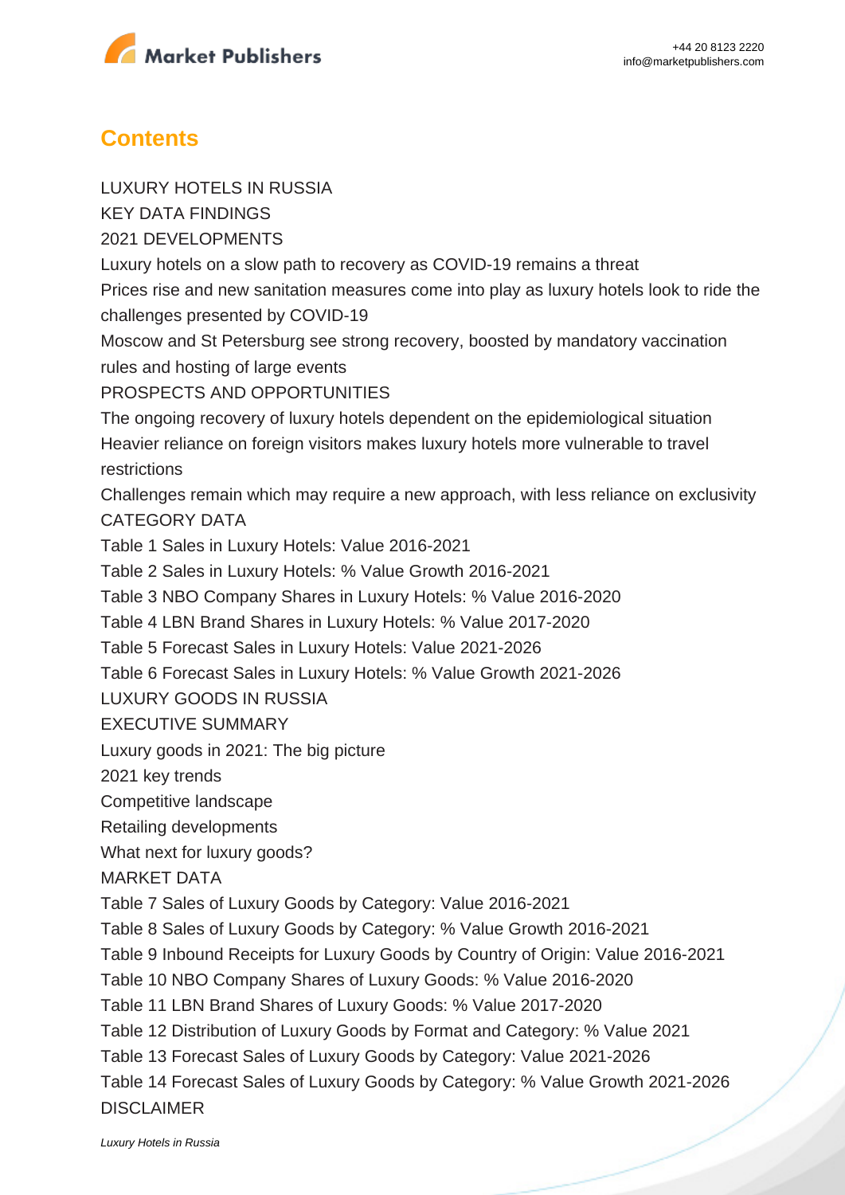## Contents

LUXURY HOTELS IN RUSSIA

KEY DATA FINDINGS

2021 DEVELOPMENTS

Luxury hotels on a slow path to recovery as COVID-19 remains a threat

Prices rise and new sanitation measures come into play as luxury hotels look to ride the challenges presented by COVID-19

Moscow and St Petersburg see strong recovery, boosted by mandatory vaccination rules and hosting of large events

PROSPECTS AND OPPORTUNITIES

The ongoing recovery of luxury hotels dependent on the epidemiological situation

Heavier reliance on foreign visitors makes luxury hotels more vulnerable to travel restrictions

Challenges remain which may require a new approach, with less reliance on exclusivity

CATEGORY DATA

Table 1 Sales in Luxury Hotels: Value 2016-2021

Table 2 Sales in Luxury Hotels: % Value Growth 2016-2021

Table 3 NBO Company Shares in Luxury Hotels: % Value 2016-2020

Table 4 LBN Brand Shares in Luxury Hotels: % Value 2017-2020

Table 5 Forecast Sales in Luxury Hotels: Value 2021-2026

Table 6 Forecast Sales in Luxury Hotels: % Value Growth 2021-2026

LUXURY GOODS IN RUSSIA

EXECUTIVE SUMMARY

Luxury goods in 2021: The big picture

2021 key trends

Competitive landscape

Retailing developments

What next for luxury goods?

MARKET DATA

Table 7 Sales of Luxury Goods by Category: Value 2016-2021

Table 8 Sales of Luxury Goods by Category: % Value Growth 2016-2021

Table 9 Inbound Receipts for Luxury Goods by Country of Origin: Value 2016-2021

Table 10 NBO Company Shares of Luxury Goods: % Value 2016-2020

Table 11 LBN Brand Shares of Luxury Goods: % Value 2017-2020

Table 12 Distribution of Luxury Goods by Format and Category: % Value 2021

Table 13 Forecast Sales of Luxury Goods by Category: Value 2021-2026

Table 14 Forecast Sales of Luxury Goods by Category: % Value Growth 2021-2026

DISCLAIMER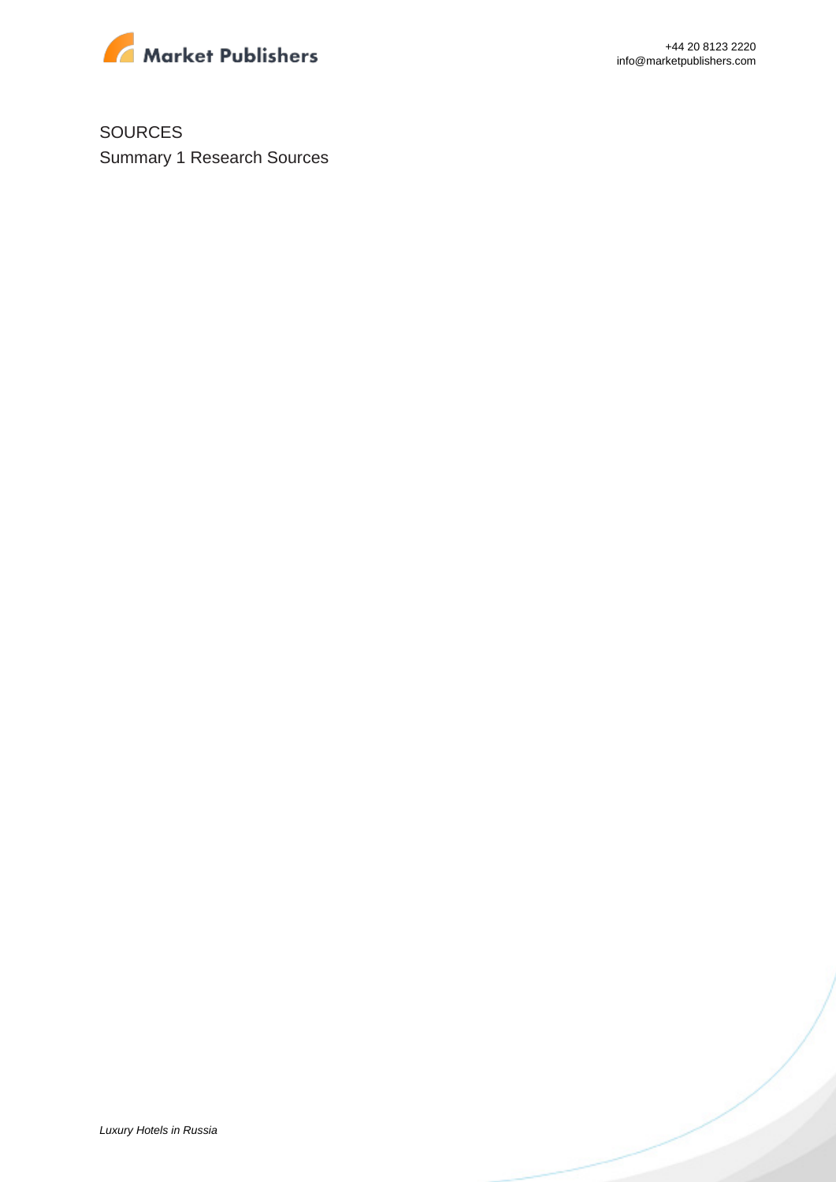SOURCES

Summary 1 Research Sources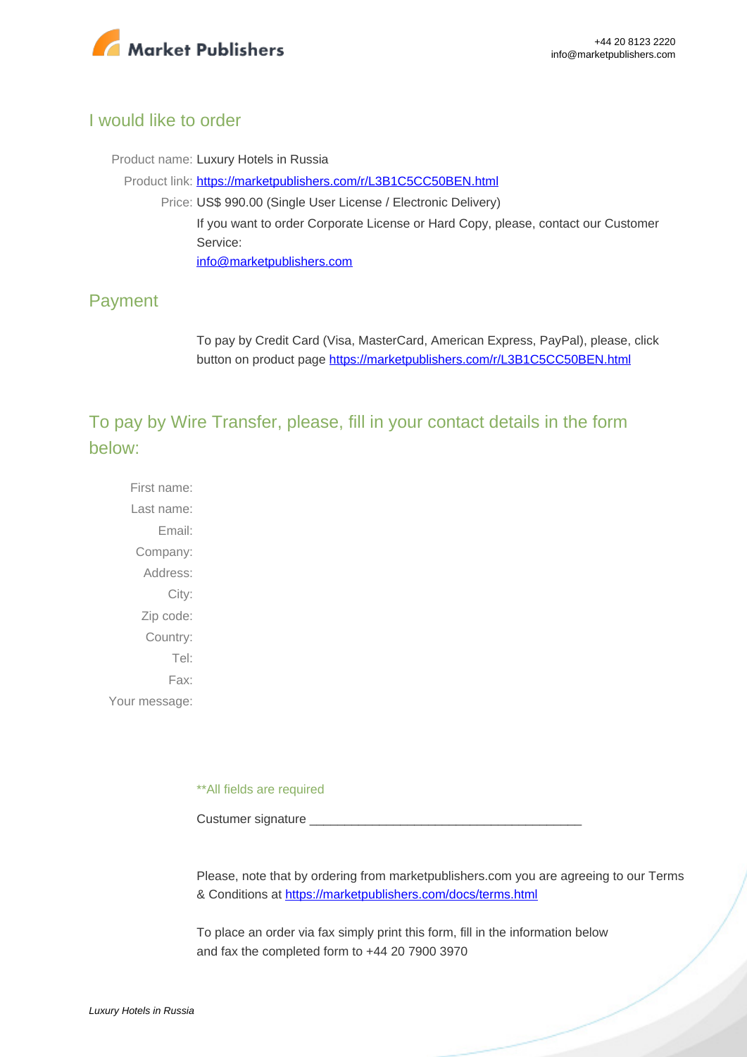## I would like to order

Product name: Luxury Hotels in Russia

Product link: https://marketpublishers.com/r/L3B1C5CC50BEN.html

Price: US$ 990.00 (Single User License / Electronic Delivery)

If you want to order Corporate License or Hard Copy, please, contact our Customer Service:

info@marketpublishers.com

## Payment

To pay by Credit Card (Visa, MasterCard, American Express, PayPal), please, click button on product page https://marketpublishers.com/r/L3B1C5CC50BEN.html

## To pay by Wire Transfer, please, fill in your contact details in the form below:

First name:

Last name:

Email:

Company:

Address:

City:

Zip code:

Country:

Tel:

Fax:

Your message:

**All fields are required

Custumer signature _______________________________________

Please, note that by ordering from marketpublishers.com you are agreeing to our Terms & Conditions at https://marketpublishers.com/docs/terms.html

To place an order via fax simply print this form, fill in the information below and fax the completed form to +44 20 7900 3970